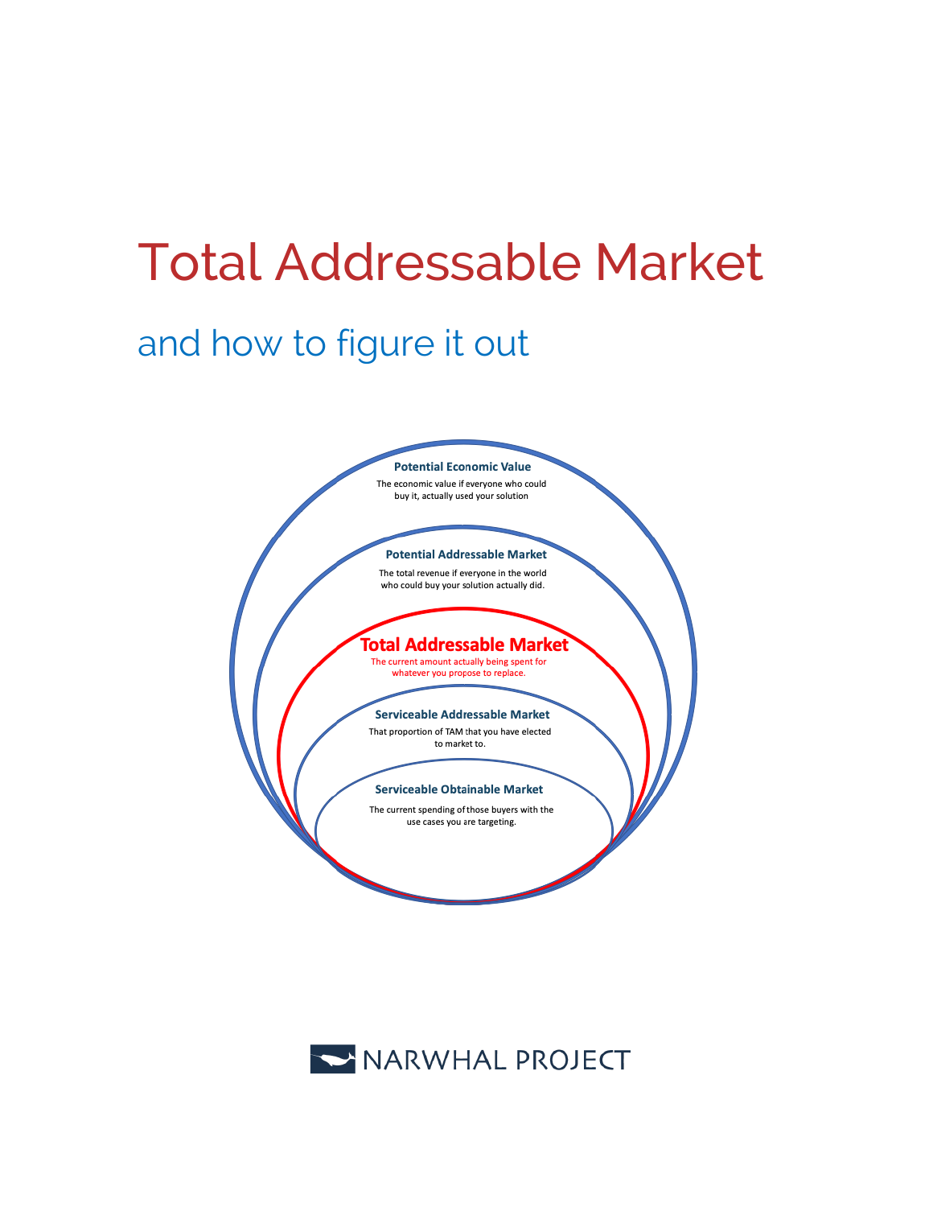# Total Addressable Market

## and how to figure it out

**Potential Economic Value**

The economic value if everyone who could buy it, actually used your solution

**Potential Addressable Market**

The total revenue if everyone in the world who could buy your solution actually did.

**Total Addressable Market**

The current amount actually being spent for whatever you propose to replace.

**Serviceable Addressable Market**

That proportion of TAM that you have elected to market to.

**Serviceable Obtainable Market**

The current spending of those buyers with the use cases you are targeting.

NARWHAL PROJECT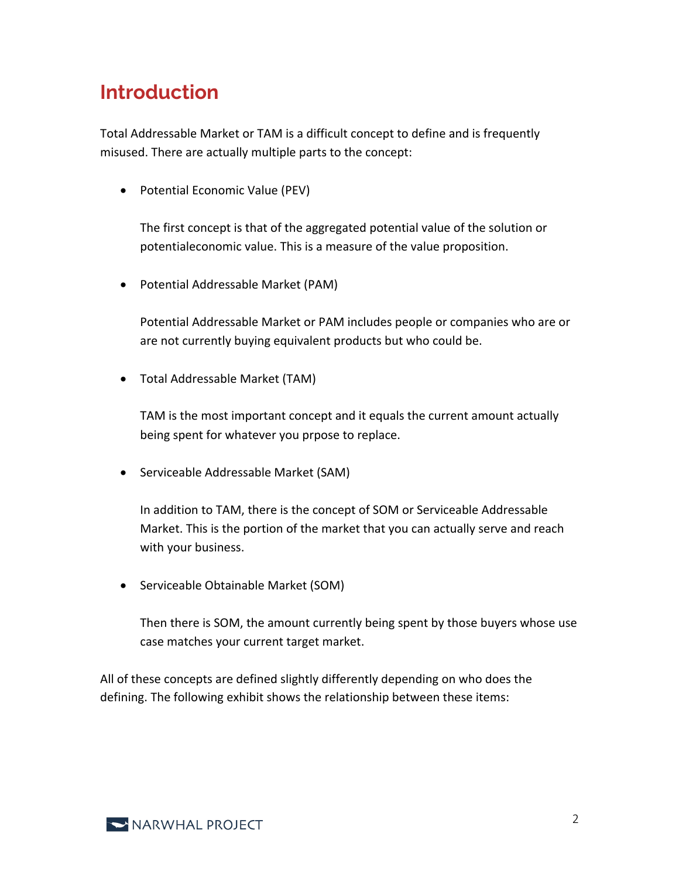# Introduction

Total Addressable Market or TAM is a difficult concept to define and is frequently misused. There are actually multiple parts to the concept:

- Potential Economic Value (PEV)

  The first concept is that of the aggregated potential value of the solution or potentialeconomic value. This is a measure of the value proposition.

- Potential Addressable Market (PAM)

  Potential Addressable Market or PAM includes people or companies who are or are not currently buying equivalent products but who could be.

- Total Addressable Market (TAM)

  TAM is the most important concept and it equals the current amount actually being spent for whatever you prpose to replace.

- Serviceable Addressable Market (SAM)

  In addition to TAM, there is the concept of SOM or Serviceable Addressable Market. This is the portion of the market that you can actually serve and reach with your business.

- Serviceable Obtainable Market (SOM)

  Then there is SOM, the amount currently being spent by those buyers whose use case matches your current target market.

All of these concepts are defined slightly differently depending on who does the defining. The following exhibit shows the relationship between these items: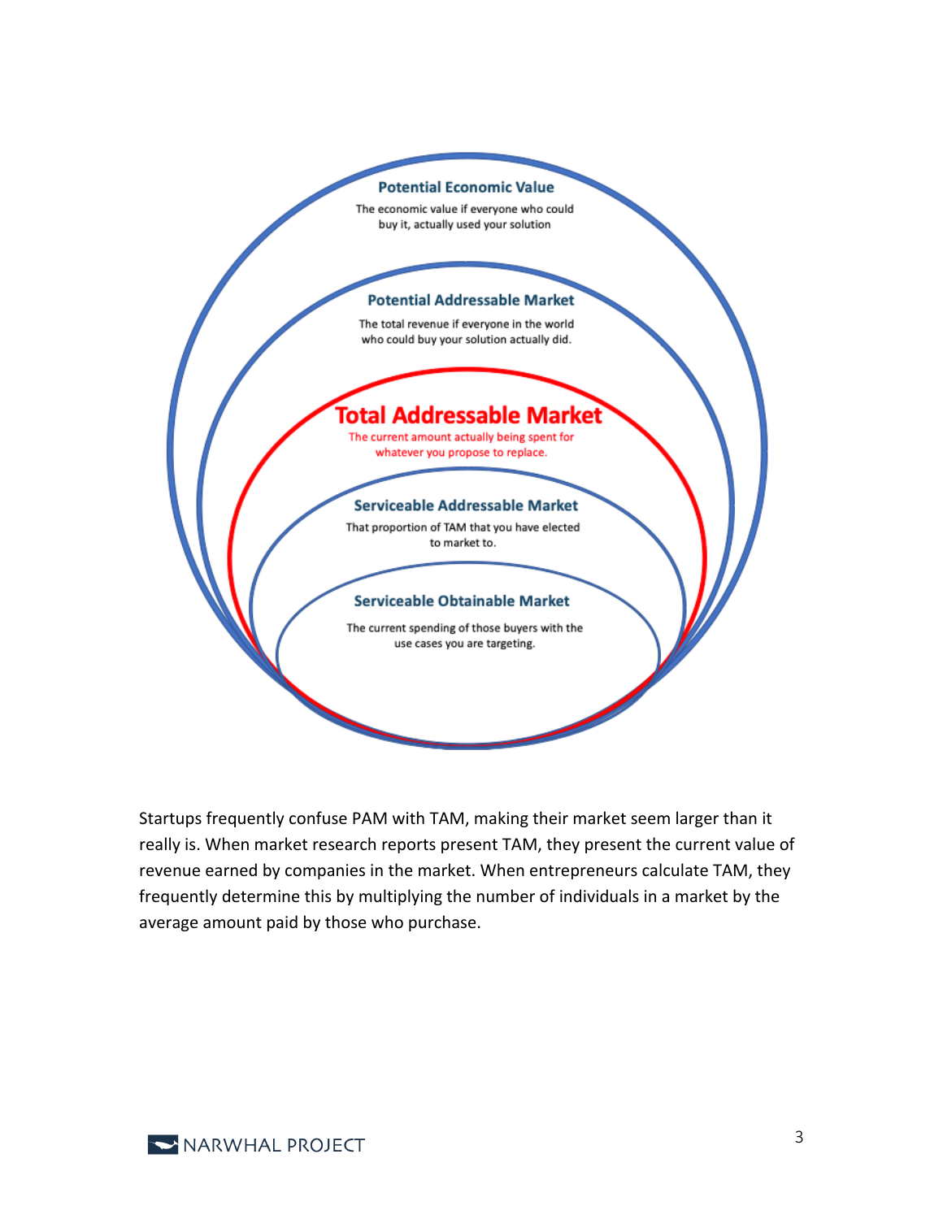**Potential Economic Value**

The economic value if everyone who could buy it, actually used your solution

**Potential Addressable Market**

The total revenue if everyone in the world who could buy your solution actually did.

**Total Addressable Market**

The current amount actually being spent for whatever you propose to replace.

**Serviceable Addressable Market**

That proportion of TAM that you have elected to market to.

**Serviceable Obtainable Market**

The current spending of those buyers with the use cases you are targeting.

Startups frequently confuse PAM with TAM, making their market seem larger than it really is. When market research reports present TAM, they present the current value of revenue earned by companies in the market. When entrepreneurs calculate TAM, they frequently determine this by multiplying the number of individuals in a market by the average amount paid by those who purchase.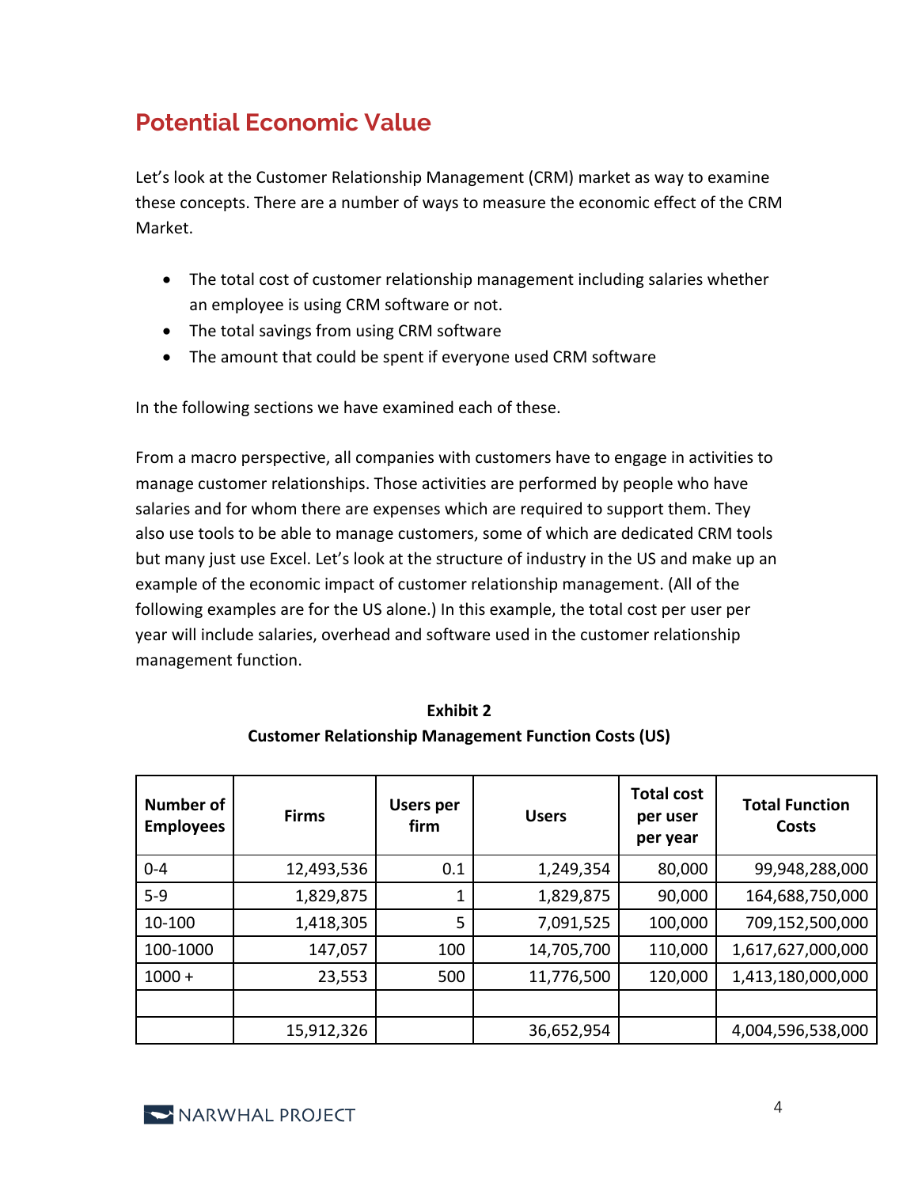## Potential Economic Value

Let's look at the Customer Relationship Management (CRM) market as way to examine these concepts. There are a number of ways to measure the economic effect of the CRM Market.

- The total cost of customer relationship management including salaries whether an employee is using CRM software or not.
- The total savings from using CRM software
- The amount that could be spent if everyone used CRM software

In the following sections we have examined each of these.

From a macro perspective, all companies with customers have to engage in activities to manage customer relationships. Those activities are performed by people who have salaries and for whom there are expenses which are required to support them. They also use tools to be able to manage customers, some of which are dedicated CRM tools but many just use Excel. Let's look at the structure of industry in the US and make up an example of the economic impact of customer relationship management. (All of the following examples are for the US alone.) In this example, the total cost per user per year will include salaries, overhead and software used in the customer relationship management function.

**Exhibit 2**
**Customer Relationship Management Function Costs (US)**

| Number of Employees | Firms | Users per firm | Users | Total cost per user per year | Total Function Costs |
|---|---|---|---|---|---|
| 0-4 | 12,493,536 | 0.1 | 1,249,354 | 80,000 | 99,948,288,000 |
| 5-9 | 1,829,875 | 1 | 1,829,875 | 90,000 | 164,688,750,000 |
| 10-100 | 1,418,305 | 5 | 7,091,525 | 100,000 | 709,152,500,000 |
| 100-1000 | 147,057 | 100 | 14,705,700 | 110,000 | 1,617,627,000,000 |
| 1000 + | 23,553 | 500 | 11,776,500 | 120,000 | 1,413,180,000,000 |
| | | | | | |
| | 15,912,326 | | 36,652,954 | | 4,004,596,538,000 |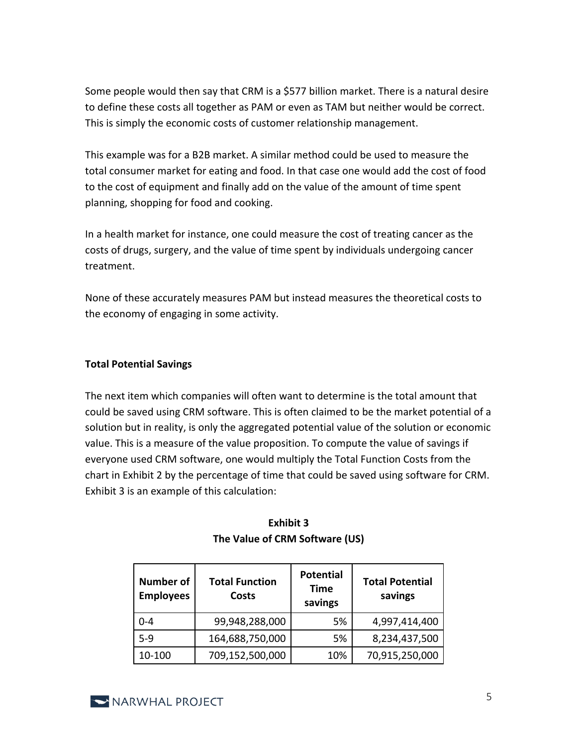Some people would then say that CRM is a $577 billion market. There is a natural desire to define these costs all together as PAM or even as TAM but neither would be correct. This is simply the economic costs of customer relationship management.

This example was for a B2B market. A similar method could be used to measure the total consumer market for eating and food. In that case one would add the cost of food to the cost of equipment and finally add on the value of the amount of time spent planning, shopping for food and cooking.

In a health market for instance, one could measure the cost of treating cancer as the costs of drugs, surgery, and the value of time spent by individuals undergoing cancer treatment.

None of these accurately measures PAM but instead measures the theoretical costs to the economy of engaging in some activity.

**Total Potential Savings**

The next item which companies will often want to determine is the total amount that could be saved using CRM software. This is often claimed to be the market potential of a solution but in reality, is only the aggregated potential value of the solution or economic value. This is a measure of the value proposition. To compute the value of savings if everyone used CRM software, one would multiply the Total Function Costs from the chart in Exhibit 2 by the percentage of time that could be saved using software for CRM. Exhibit 3 is an example of this calculation:

**Exhibit 3**
**The Value of CRM Software (US)**

| Number of Employees | Total Function Costs | Potential Time savings | Total Potential savings |
|---|---|---|---|
| 0-4 | 99,948,288,000 | 5% | 4,997,414,400 |
| 5-9 | 164,688,750,000 | 5% | 8,234,437,500 |
| 10-100 | 709,152,500,000 | 10% | 70,915,250,000 |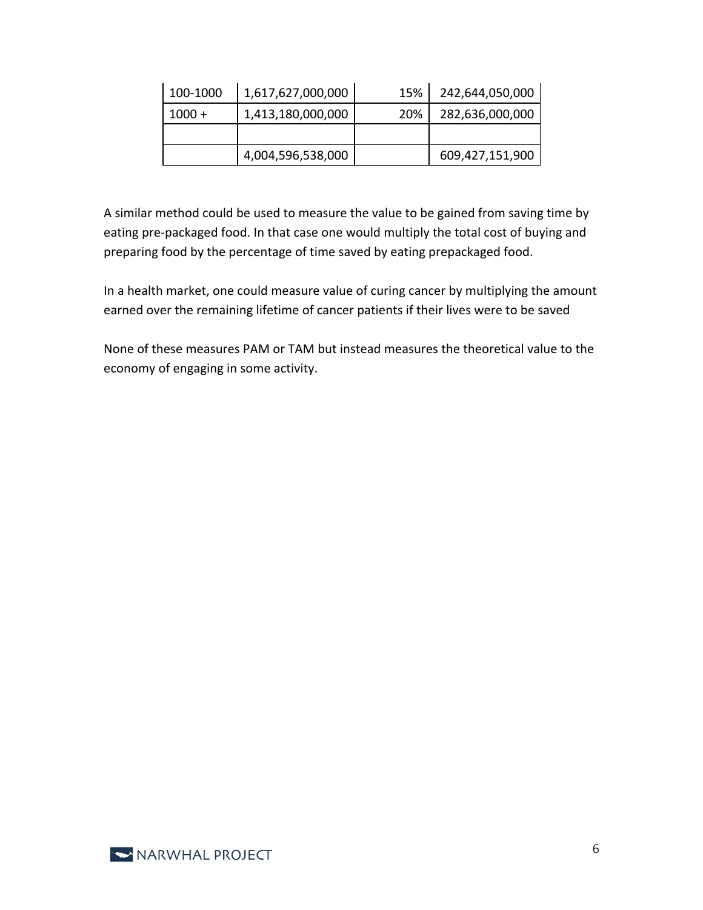| | | | |
|---|---|---|---|
| 100-1000 | 1,617,627,000,000 | 15% | 242,644,050,000 |
| 1000 + | 1,413,180,000,000 | 20% | 282,636,000,000 |
| | | | |
| | 4,004,596,538,000 | | 609,427,151,900 |

A similar method could be used to measure the value to be gained from saving time by eating pre-packaged food. In that case one would multiply the total cost of buying and preparing food by the percentage of time saved by eating prepackaged food.

In a health market, one could measure value of curing cancer by multiplying the amount earned over the remaining lifetime of cancer patients if their lives were to be saved

None of these measures PAM or TAM but instead measures the theoretical value to the economy of engaging in some activity.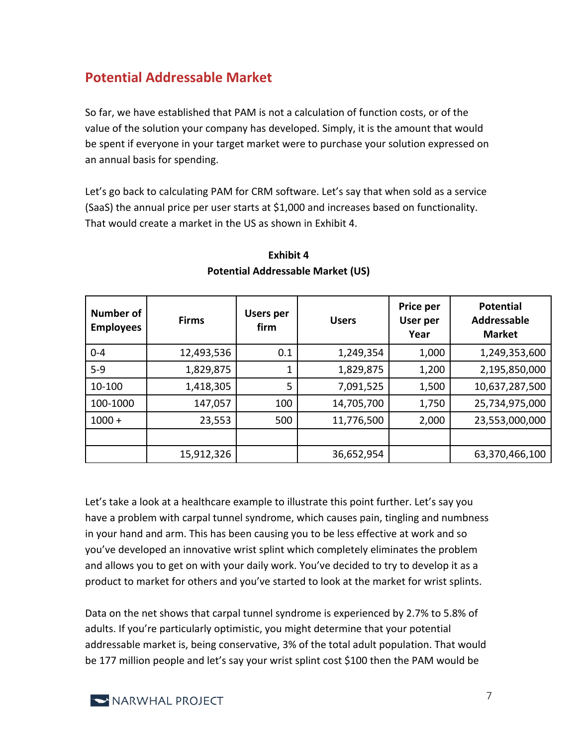## Potential Addressable Market

So far, we have established that PAM is not a calculation of function costs, or of the value of the solution your company has developed. Simply, it is the amount that would be spent if everyone in your target market were to purchase your solution expressed on an annual basis for spending.

Let's go back to calculating PAM for CRM software. Let's say that when sold as a service (SaaS) the annual price per user starts at $1,000 and increases based on functionality. That would create a market in the US as shown in Exhibit 4.

**Exhibit 4**
**Potential Addressable Market (US)**

| Number of Employees | Firms | Users per firm | Users | Price per User per Year | Potential Addressable Market |
|---|---|---|---|---|---|
| 0-4 | 12,493,536 | 0.1 | 1,249,354 | 1,000 | 1,249,353,600 |
| 5-9 | 1,829,875 | 1 | 1,829,875 | 1,200 | 2,195,850,000 |
| 10-100 | 1,418,305 | 5 | 7,091,525 | 1,500 | 10,637,287,500 |
| 100-1000 | 147,057 | 100 | 14,705,700 | 1,750 | 25,734,975,000 |
| 1000 + | 23,553 | 500 | 11,776,500 | 2,000 | 23,553,000,000 |
| | | | | | |
| | 15,912,326 | | 36,652,954 | | 63,370,466,100 |

Let's take a look at a healthcare example to illustrate this point further. Let's say you have a problem with carpal tunnel syndrome, which causes pain, tingling and numbness in your hand and arm. This has been causing you to be less effective at work and so you've developed an innovative wrist splint which completely eliminates the problem and allows you to get on with your daily work. You've decided to try to develop it as a product to market for others and you've started to look at the market for wrist splints.

Data on the net shows that carpal tunnel syndrome is experienced by 2.7% to 5.8% of adults. If you're particularly optimistic, you might determine that your potential addressable market is, being conservative, 3% of the total adult population. That would be 177 million people and let's say your wrist splint cost $100 then the PAM would be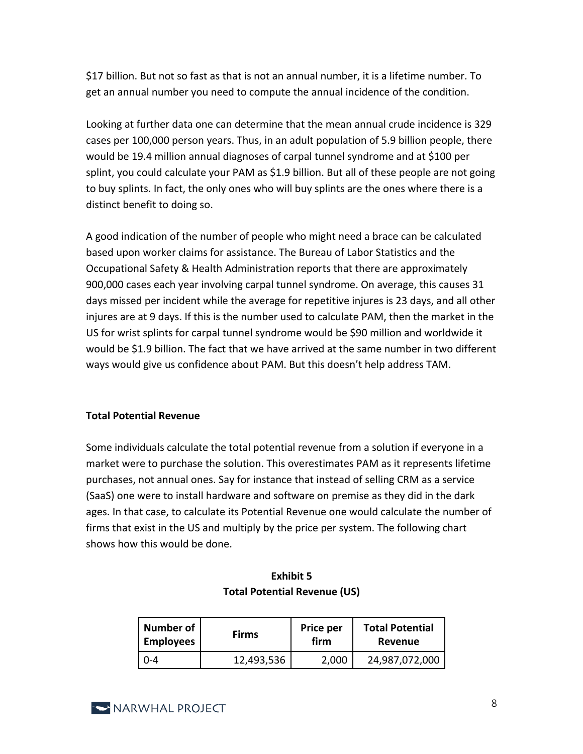$17 billion. But not so fast as that is not an annual number, it is a lifetime number. To get an annual number you need to compute the annual incidence of the condition.

Looking at further data one can determine that the mean annual crude incidence is 329 cases per 100,000 person years. Thus, in an adult population of 5.9 billion people, there would be 19.4 million annual diagnoses of carpal tunnel syndrome and at $100 per splint, you could calculate your PAM as $1.9 billion. But all of these people are not going to buy splints. In fact, the only ones who will buy splints are the ones where there is a distinct benefit to doing so.

A good indication of the number of people who might need a brace can be calculated based upon worker claims for assistance. The Bureau of Labor Statistics and the Occupational Safety & Health Administration reports that there are approximately 900,000 cases each year involving carpal tunnel syndrome. On average, this causes 31 days missed per incident while the average for repetitive injures is 23 days, and all other injures are at 9 days. If this is the number used to calculate PAM, then the market in the US for wrist splints for carpal tunnel syndrome would be $90 million and worldwide it would be $1.9 billion. The fact that we have arrived at the same number in two different ways would give us confidence about PAM. But this doesn't help address TAM.

**Total Potential Revenue**

Some individuals calculate the total potential revenue from a solution if everyone in a market were to purchase the solution. This overestimates PAM as it represents lifetime purchases, not annual ones. Say for instance that instead of selling CRM as a service (SaaS) one were to install hardware and software on premise as they did in the dark ages. In that case, to calculate its Potential Revenue one would calculate the number of firms that exist in the US and multiply by the price per system. The following chart shows how this would be done.

**Exhibit 5**
**Total Potential Revenue (US)**

| Number of Employees | Firms | Price per firm | Total Potential Revenue |
|---|---|---|---|
| 0-4 | 12,493,536 | 2,000 | 24,987,072,000 |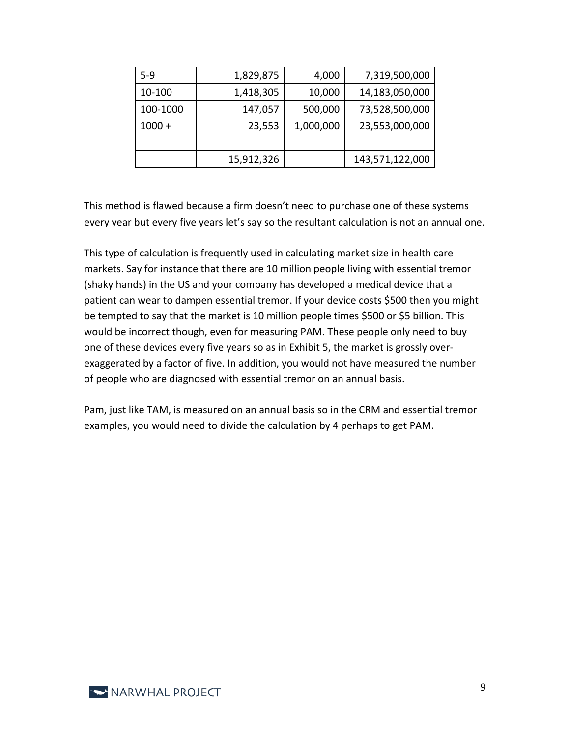| 5-9 | 1,829,875 | 4,000 | 7,319,500,000 |
|---|---|---|---|
| 10-100 | 1,418,305 | 10,000 | 14,183,050,000 |
| 100-1000 | 147,057 | 500,000 | 73,528,500,000 |
| 1000 + | 23,553 | 1,000,000 | 23,553,000,000 |
| | | | |
| | 15,912,326 | | 143,571,122,000 |

This method is flawed because a firm doesn't need to purchase one of these systems every year but every five years let's say so the resultant calculation is not an annual one.

This type of calculation is frequently used in calculating market size in health care markets. Say for instance that there are 10 million people living with essential tremor (shaky hands) in the US and your company has developed a medical device that a patient can wear to dampen essential tremor. If your device costs $500 then you might be tempted to say that the market is 10 million people times $500 or $5 billion. This would be incorrect though, even for measuring PAM. These people only need to buy one of these devices every five years so as in Exhibit 5, the market is grossly over-exaggerated by a factor of five. In addition, you would not have measured the number of people who are diagnosed with essential tremor on an annual basis.

Pam, just like TAM, is measured on an annual basis so in the CRM and essential tremor examples, you would need to divide the calculation by 4 perhaps to get PAM.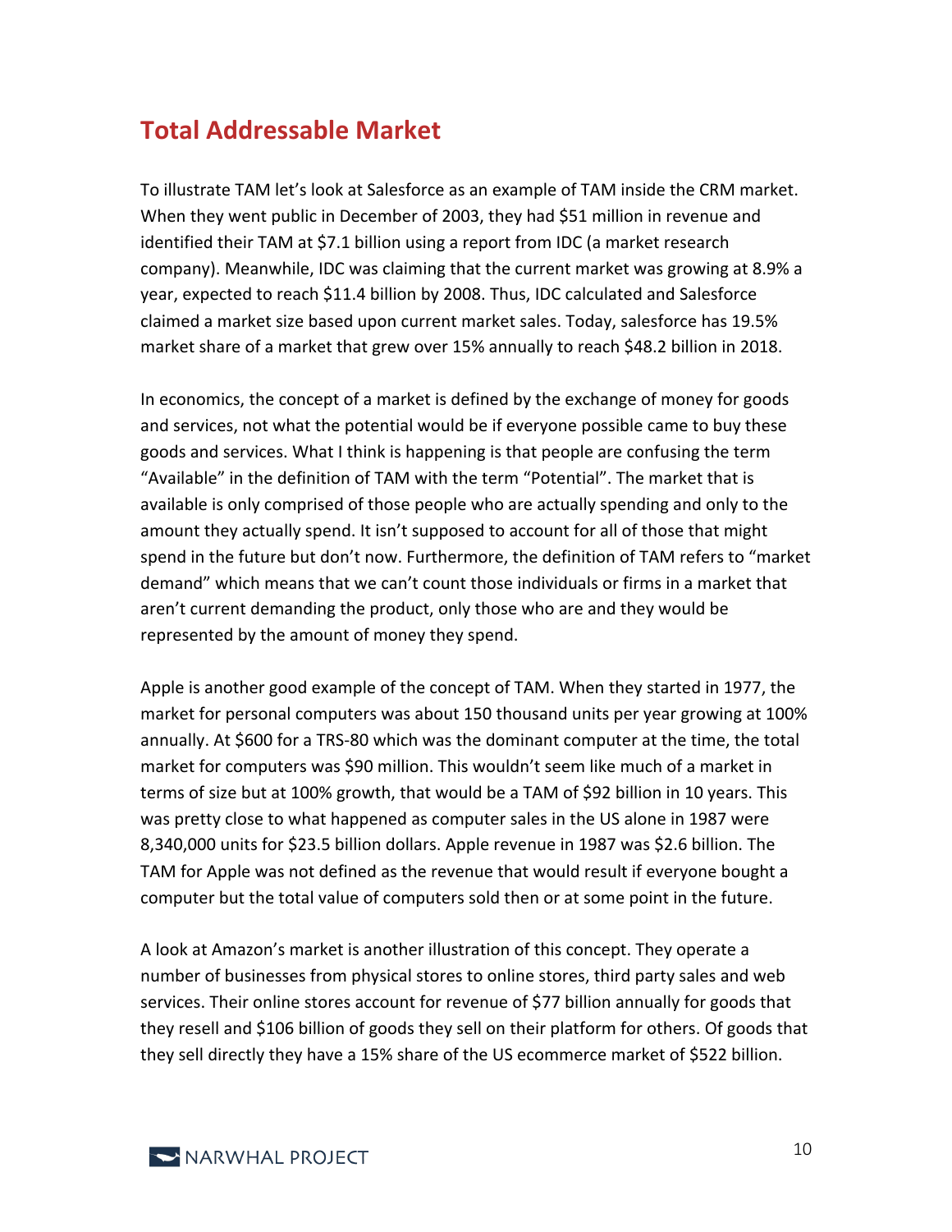## Total Addressable Market

To illustrate TAM let's look at Salesforce as an example of TAM inside the CRM market. When they went public in December of 2003, they had $51 million in revenue and identified their TAM at $7.1 billion using a report from IDC (a market research company). Meanwhile, IDC was claiming that the current market was growing at 8.9% a year, expected to reach $11.4 billion by 2008. Thus, IDC calculated and Salesforce claimed a market size based upon current market sales. Today, salesforce has 19.5% market share of a market that grew over 15% annually to reach $48.2 billion in 2018.

In economics, the concept of a market is defined by the exchange of money for goods and services, not what the potential would be if everyone possible came to buy these goods and services. What I think is happening is that people are confusing the term "Available" in the definition of TAM with the term "Potential". The market that is available is only comprised of those people who are actually spending and only to the amount they actually spend. It isn't supposed to account for all of those that might spend in the future but don't now. Furthermore, the definition of TAM refers to "market demand" which means that we can't count those individuals or firms in a market that aren't current demanding the product, only those who are and they would be represented by the amount of money they spend.

Apple is another good example of the concept of TAM. When they started in 1977, the market for personal computers was about 150 thousand units per year growing at 100% annually. At $600 for a TRS-80 which was the dominant computer at the time, the total market for computers was $90 million. This wouldn't seem like much of a market in terms of size but at 100% growth, that would be a TAM of $92 billion in 10 years. This was pretty close to what happened as computer sales in the US alone in 1987 were 8,340,000 units for $23.5 billion dollars. Apple revenue in 1987 was $2.6 billion. The TAM for Apple was not defined as the revenue that would result if everyone bought a computer but the total value of computers sold then or at some point in the future.

A look at Amazon's market is another illustration of this concept. They operate a number of businesses from physical stores to online stores, third party sales and web services. Their online stores account for revenue of $77 billion annually for goods that they resell and $106 billion of goods they sell on their platform for others. Of goods that they sell directly they have a 15% share of the US ecommerce market of $522 billion.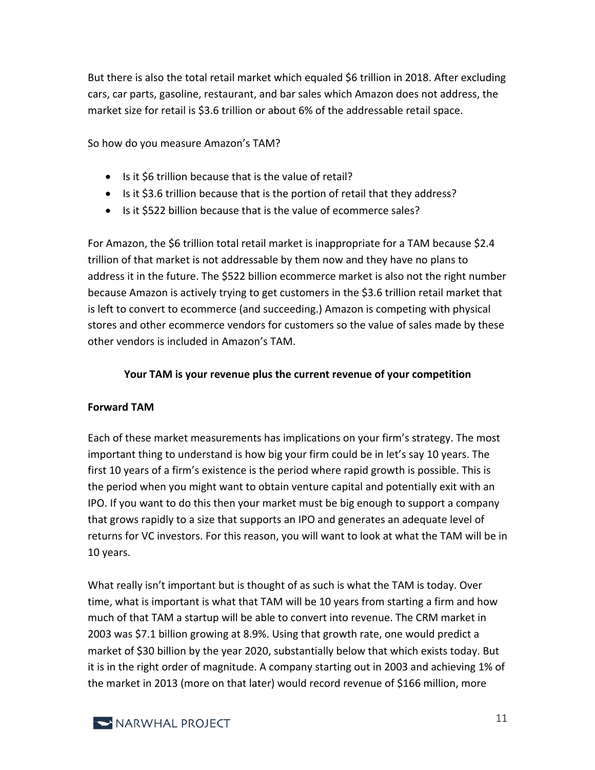But there is also the total retail market which equaled $6 trillion in 2018. After excluding cars, car parts, gasoline, restaurant, and bar sales which Amazon does not address, the market size for retail is $3.6 trillion or about 6% of the addressable retail space.

So how do you measure Amazon's TAM?

- Is it $6 trillion because that is the value of retail?
- Is it $3.6 trillion because that is the portion of retail that they address?
- Is it $522 billion because that is the value of ecommerce sales?

For Amazon, the $6 trillion total retail market is inappropriate for a TAM because $2.4 trillion of that market is not addressable by them now and they have no plans to address it in the future. The $522 billion ecommerce market is also not the right number because Amazon is actively trying to get customers in the $3.6 trillion retail market that is left to convert to ecommerce (and succeeding.) Amazon is competing with physical stores and other ecommerce vendors for customers so the value of sales made by these other vendors is included in Amazon's TAM.

**Your TAM is your revenue plus the current revenue of your competition**

**Forward TAM**

Each of these market measurements has implications on your firm's strategy. The most important thing to understand is how big your firm could be in let's say 10 years. The first 10 years of a firm's existence is the period where rapid growth is possible. This is the period when you might want to obtain venture capital and potentially exit with an IPO. If you want to do this then your market must be big enough to support a company that grows rapidly to a size that supports an IPO and generates an adequate level of returns for VC investors. For this reason, you will want to look at what the TAM will be in 10 years.

What really isn't important but is thought of as such is what the TAM is today. Over time, what is important is what that TAM will be 10 years from starting a firm and how much of that TAM a startup will be able to convert into revenue. The CRM market in 2003 was $7.1 billion growing at 8.9%. Using that growth rate, one would predict a market of $30 billion by the year 2020, substantially below that which exists today. But it is in the right order of magnitude. A company starting out in 2003 and achieving 1% of the market in 2013 (more on that later) would record revenue of $166 million, more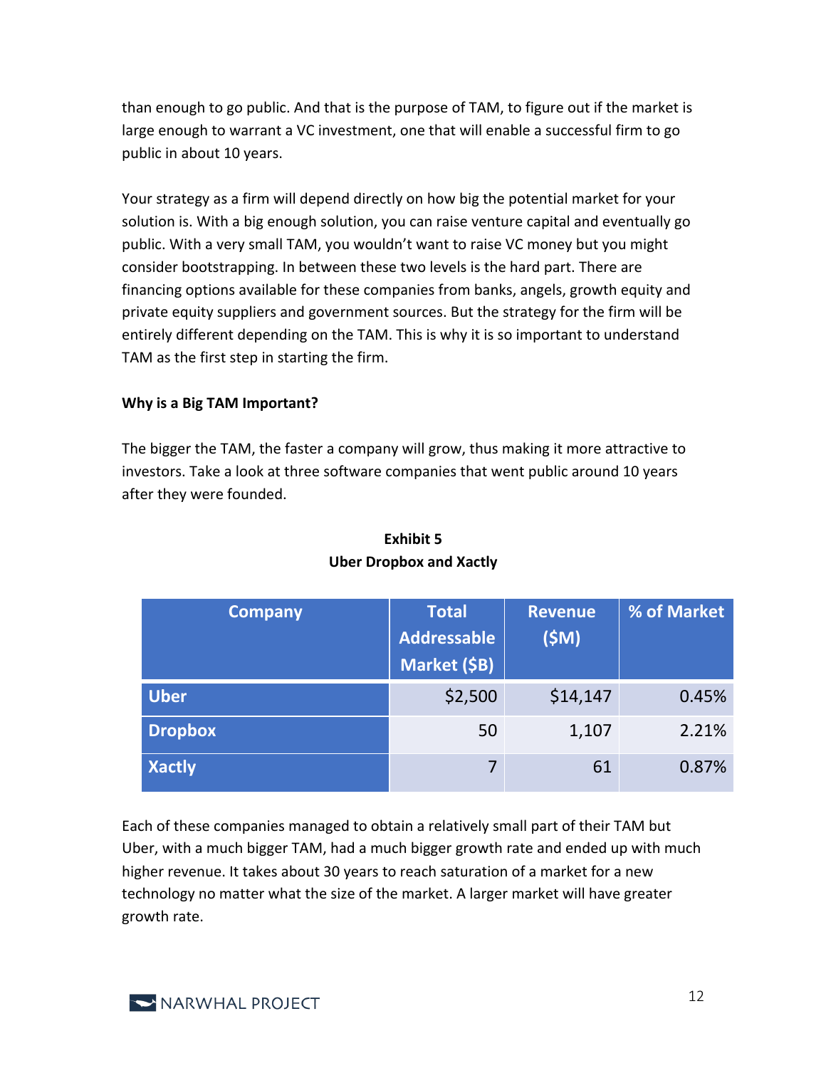than enough to go public. And that is the purpose of TAM, to figure out if the market is large enough to warrant a VC investment, one that will enable a successful firm to go public in about 10 years.

Your strategy as a firm will depend directly on how big the potential market for your solution is. With a big enough solution, you can raise venture capital and eventually go public. With a very small TAM, you wouldn't want to raise VC money but you might consider bootstrapping. In between these two levels is the hard part. There are financing options available for these companies from banks, angels, growth equity and private equity suppliers and government sources. But the strategy for the firm will be entirely different depending on the TAM. This is why it is so important to understand TAM as the first step in starting the firm.

**Why is a Big TAM Important?**

The bigger the TAM, the faster a company will grow, thus making it more attractive to investors. Take a look at three software companies that went public around 10 years after they were founded.

**Exhibit 5**
**Uber Dropbox and Xactly**

| Company | Total Addressable Market ($B) | Revenue ($M) | % of Market |
|---|---|---|---|
| **Uber** | $2,500 | $14,147 | 0.45% |
| **Dropbox** | 50 | 1,107 | 2.21% |
| **Xactly** | 7 | 61 | 0.87% |

Each of these companies managed to obtain a relatively small part of their TAM but Uber, with a much bigger TAM, had a much bigger growth rate and ended up with much higher revenue. It takes about 30 years to reach saturation of a market for a new technology no matter what the size of the market. A larger market will have greater growth rate.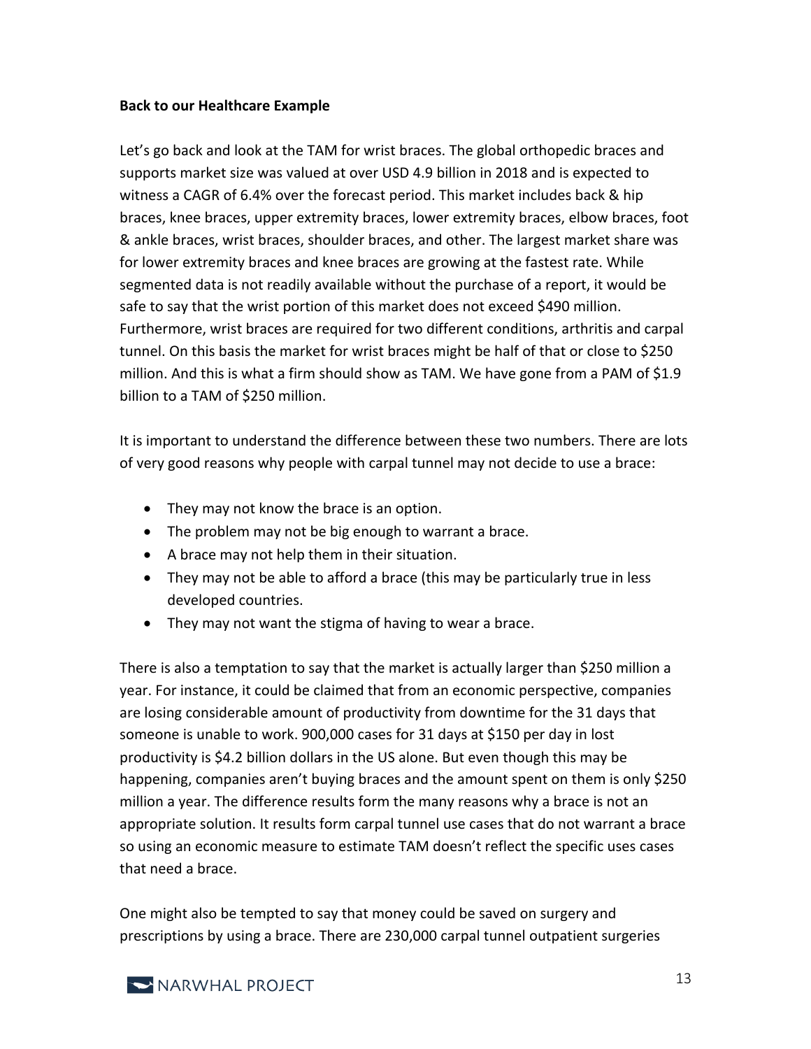**Back to our Healthcare Example**

Let's go back and look at the TAM for wrist braces. The global orthopedic braces and supports market size was valued at over USD 4.9 billion in 2018 and is expected to witness a CAGR of 6.4% over the forecast period. This market includes back & hip braces, knee braces, upper extremity braces, lower extremity braces, elbow braces, foot & ankle braces, wrist braces, shoulder braces, and other. The largest market share was for lower extremity braces and knee braces are growing at the fastest rate. While segmented data is not readily available without the purchase of a report, it would be safe to say that the wrist portion of this market does not exceed $490 million. Furthermore, wrist braces are required for two different conditions, arthritis and carpal tunnel. On this basis the market for wrist braces might be half of that or close to $250 million. And this is what a firm should show as TAM. We have gone from a PAM of $1.9 billion to a TAM of $250 million.

It is important to understand the difference between these two numbers. There are lots of very good reasons why people with carpal tunnel may not decide to use a brace:

- They may not know the brace is an option.
- The problem may not be big enough to warrant a brace.
- A brace may not help them in their situation.
- They may not be able to afford a brace (this may be particularly true in less developed countries.
- They may not want the stigma of having to wear a brace.

There is also a temptation to say that the market is actually larger than $250 million a year. For instance, it could be claimed that from an economic perspective, companies are losing considerable amount of productivity from downtime for the 31 days that someone is unable to work. 900,000 cases for 31 days at $150 per day in lost productivity is $4.2 billion dollars in the US alone. But even though this may be happening, companies aren't buying braces and the amount spent on them is only $250 million a year. The difference results form the many reasons why a brace is not an appropriate solution. It results form carpal tunnel use cases that do not warrant a brace so using an economic measure to estimate TAM doesn't reflect the specific uses cases that need a brace.

One might also be tempted to say that money could be saved on surgery and prescriptions by using a brace. There are 230,000 carpal tunnel outpatient surgeries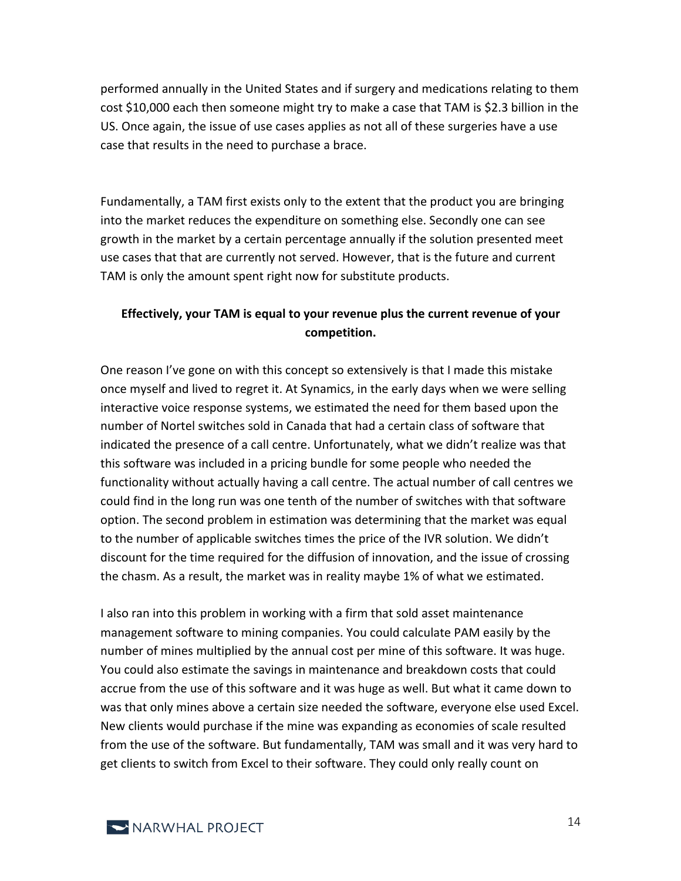performed annually in the United States and if surgery and medications relating to them cost $10,000 each then someone might try to make a case that TAM is $2.3 billion in the US. Once again, the issue of use cases applies as not all of these surgeries have a use case that results in the need to purchase a brace.

Fundamentally, a TAM first exists only to the extent that the product you are bringing into the market reduces the expenditure on something else. Secondly one can see growth in the market by a certain percentage annually if the solution presented meet use cases that that are currently not served. However, that is the future and current TAM is only the amount spent right now for substitute products.

**Effectively, your TAM is equal to your revenue plus the current revenue of your competition.**

One reason I've gone on with this concept so extensively is that I made this mistake once myself and lived to regret it. At Synamics, in the early days when we were selling interactive voice response systems, we estimated the need for them based upon the number of Nortel switches sold in Canada that had a certain class of software that indicated the presence of a call centre. Unfortunately, what we didn't realize was that this software was included in a pricing bundle for some people who needed the functionality without actually having a call centre. The actual number of call centres we could find in the long run was one tenth of the number of switches with that software option. The second problem in estimation was determining that the market was equal to the number of applicable switches times the price of the IVR solution. We didn't discount for the time required for the diffusion of innovation, and the issue of crossing the chasm. As a result, the market was in reality maybe 1% of what we estimated.

I also ran into this problem in working with a firm that sold asset maintenance management software to mining companies. You could calculate PAM easily by the number of mines multiplied by the annual cost per mine of this software. It was huge. You could also estimate the savings in maintenance and breakdown costs that could accrue from the use of this software and it was huge as well. But what it came down to was that only mines above a certain size needed the software, everyone else used Excel. New clients would purchase if the mine was expanding as economies of scale resulted from the use of the software. But fundamentally, TAM was small and it was very hard to get clients to switch from Excel to their software. They could only really count on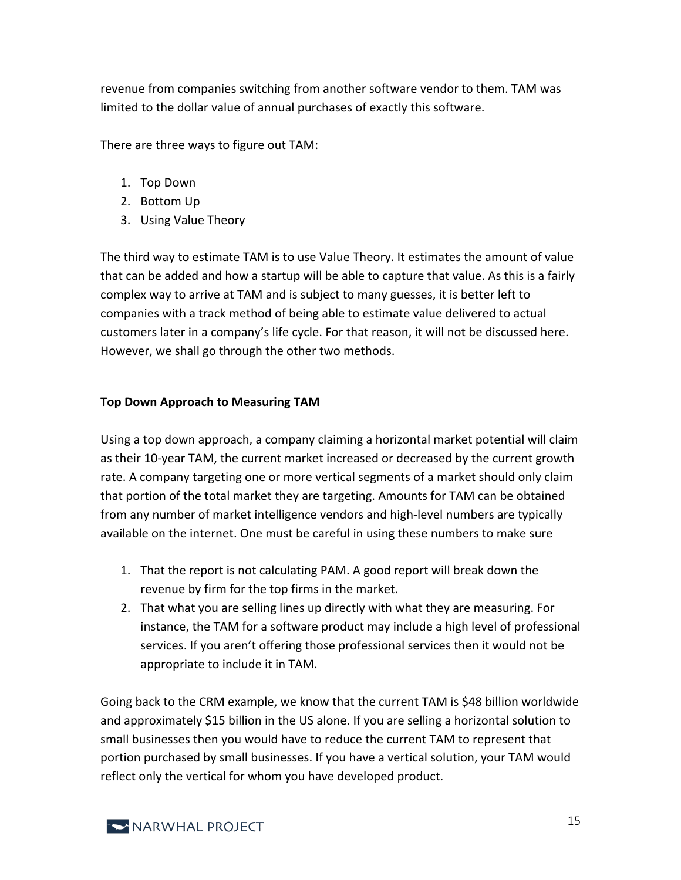revenue from companies switching from another software vendor to them. TAM was limited to the dollar value of annual purchases of exactly this software.

There are three ways to figure out TAM:

1. Top Down
2. Bottom Up
3. Using Value Theory

The third way to estimate TAM is to use Value Theory. It estimates the amount of value that can be added and how a startup will be able to capture that value. As this is a fairly complex way to arrive at TAM and is subject to many guesses, it is better left to companies with a track method of being able to estimate value delivered to actual customers later in a company's life cycle. For that reason, it will not be discussed here. However, we shall go through the other two methods.

**Top Down Approach to Measuring TAM**

Using a top down approach, a company claiming a horizontal market potential will claim as their 10-year TAM, the current market increased or decreased by the current growth rate. A company targeting one or more vertical segments of a market should only claim that portion of the total market they are targeting. Amounts for TAM can be obtained from any number of market intelligence vendors and high-level numbers are typically available on the internet. One must be careful in using these numbers to make sure

1. That the report is not calculating PAM. A good report will break down the revenue by firm for the top firms in the market.
2. That what you are selling lines up directly with what they are measuring. For instance, the TAM for a software product may include a high level of professional services. If you aren't offering those professional services then it would not be appropriate to include it in TAM.

Going back to the CRM example, we know that the current TAM is $48 billion worldwide and approximately $15 billion in the US alone. If you are selling a horizontal solution to small businesses then you would have to reduce the current TAM to represent that portion purchased by small businesses. If you have a vertical solution, your TAM would reflect only the vertical for whom you have developed product.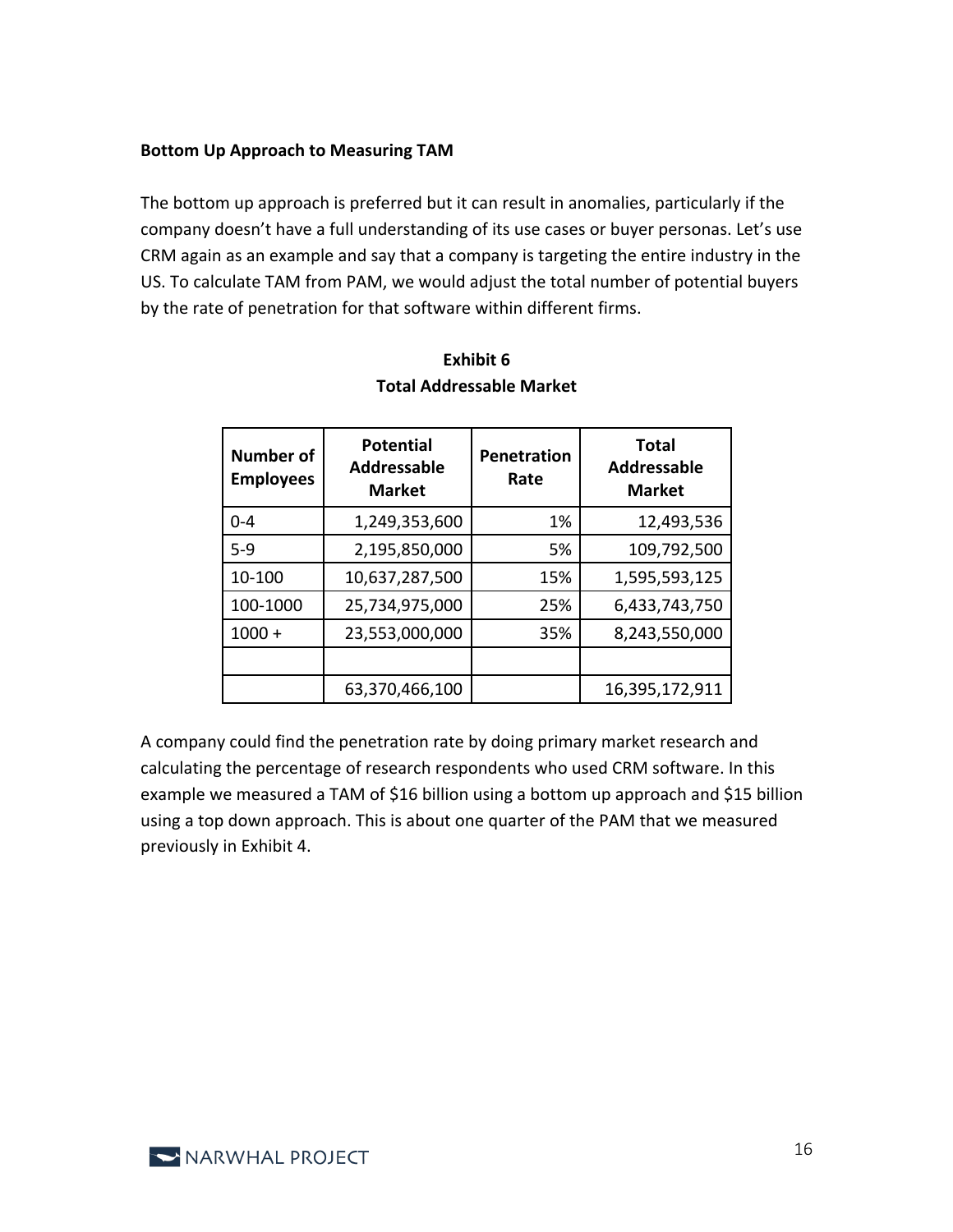**Bottom Up Approach to Measuring TAM**

The bottom up approach is preferred but it can result in anomalies, particularly if the company doesn't have a full understanding of its use cases or buyer personas. Let's use CRM again as an example and say that a company is targeting the entire industry in the US. To calculate TAM from PAM, we would adjust the total number of potential buyers by the rate of penetration for that software within different firms.

**Exhibit 6**
**Total Addressable Market**

| Number of Employees | Potential Addressable Market | Penetration Rate | Total Addressable Market |
|---|---:|---:|---:|
| 0-4 | 1,249,353,600 | 1% | 12,493,536 |
| 5-9 | 2,195,850,000 | 5% | 109,792,500 |
| 10-100 | 10,637,287,500 | 15% | 1,595,593,125 |
| 100-1000 | 25,734,975,000 | 25% | 6,433,743,750 |
| 1000 + | 23,553,000,000 | 35% | 8,243,550,000 |
| | | | |
| | 63,370,466,100 | | 16,395,172,911 |

A company could find the penetration rate by doing primary market research and calculating the percentage of research respondents who used CRM software. In this example we measured a TAM of $16 billion using a bottom up approach and $15 billion using a top down approach. This is about one quarter of the PAM that we measured previously in Exhibit 4.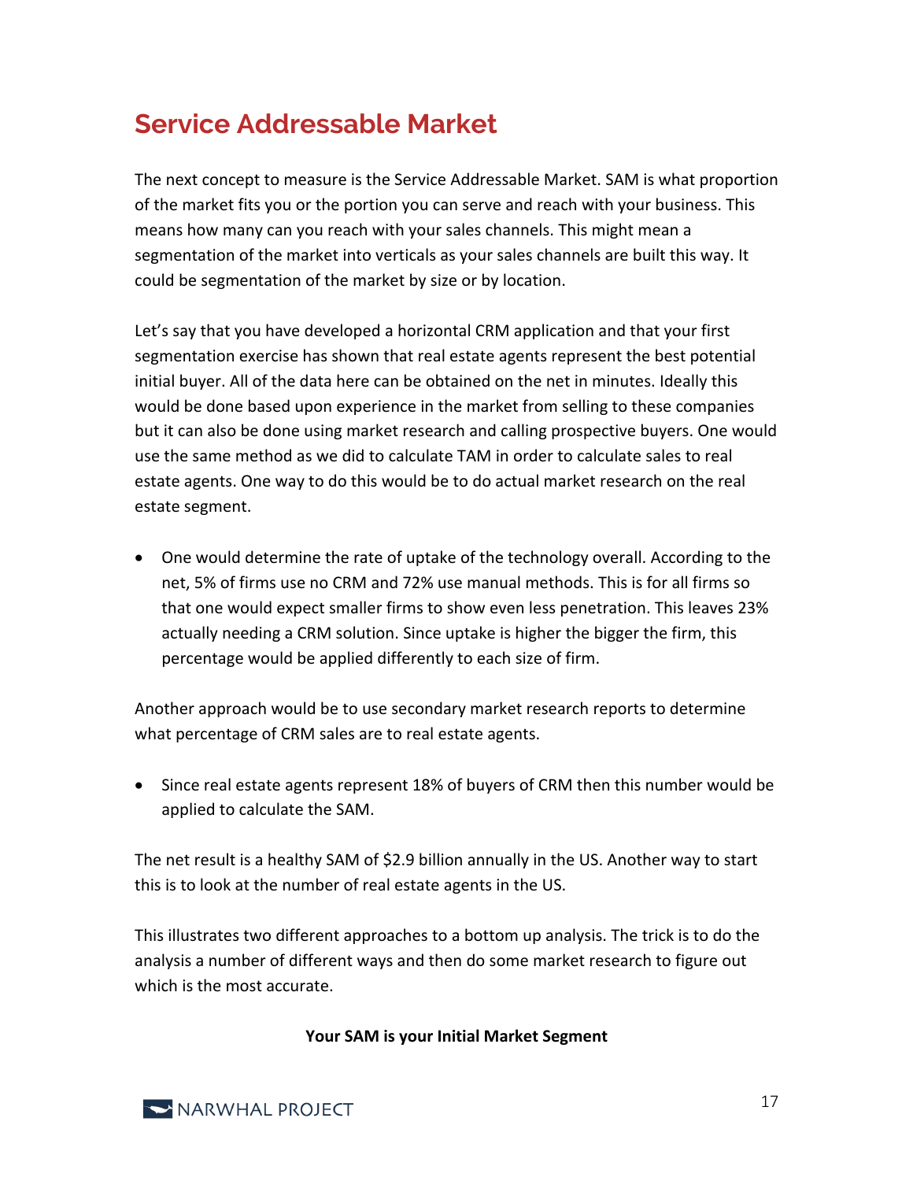## Service Addressable Market

The next concept to measure is the Service Addressable Market. SAM is what proportion of the market fits you or the portion you can serve and reach with your business. This means how many can you reach with your sales channels. This might mean a segmentation of the market into verticals as your sales channels are built this way. It could be segmentation of the market by size or by location.

Let's say that you have developed a horizontal CRM application and that your first segmentation exercise has shown that real estate agents represent the best potential initial buyer. All of the data here can be obtained on the net in minutes. Ideally this would be done based upon experience in the market from selling to these companies but it can also be done using market research and calling prospective buyers. One would use the same method as we did to calculate TAM in order to calculate sales to real estate agents. One way to do this would be to do actual market research on the real estate segment.

- One would determine the rate of uptake of the technology overall. According to the net, 5% of firms use no CRM and 72% use manual methods. This is for all firms so that one would expect smaller firms to show even less penetration. This leaves 23% actually needing a CRM solution. Since uptake is higher the bigger the firm, this percentage would be applied differently to each size of firm.

Another approach would be to use secondary market research reports to determine what percentage of CRM sales are to real estate agents.

- Since real estate agents represent 18% of buyers of CRM then this number would be applied to calculate the SAM.

The net result is a healthy SAM of $2.9 billion annually in the US. Another way to start this is to look at the number of real estate agents in the US.

This illustrates two different approaches to a bottom up analysis. The trick is to do the analysis a number of different ways and then do some market research to figure out which is the most accurate.

**Your SAM is your Initial Market Segment**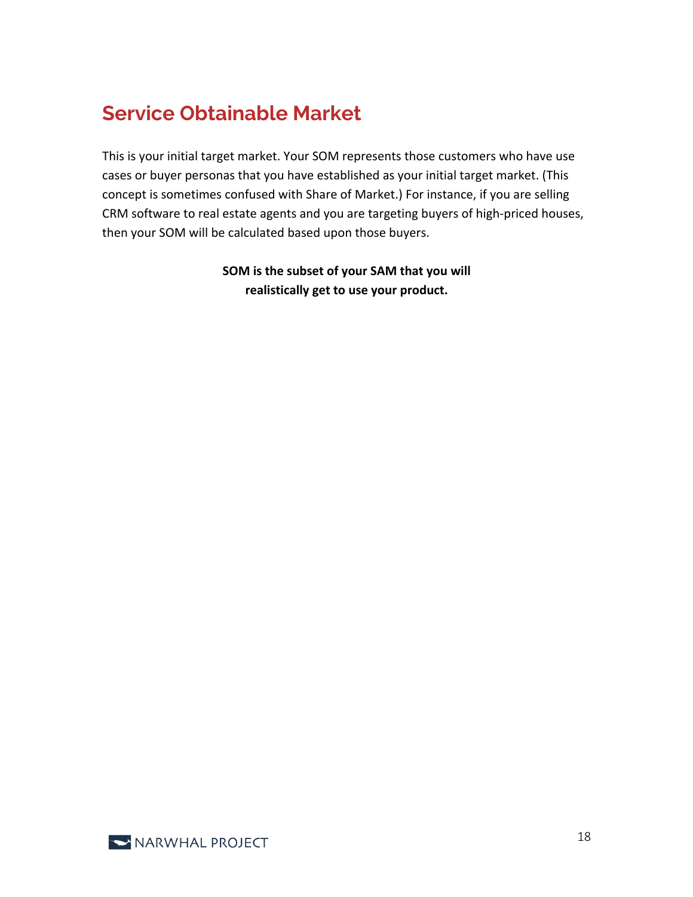## Service Obtainable Market

This is your initial target market. Your SOM represents those customers who have use cases or buyer personas that you have established as your initial target market. (This concept is sometimes confused with Share of Market.) For instance, if you are selling CRM software to real estate agents and you are targeting buyers of high-priced houses, then your SOM will be calculated based upon those buyers.

**SOM is the subset of your SAM that you will realistically get to use your product.**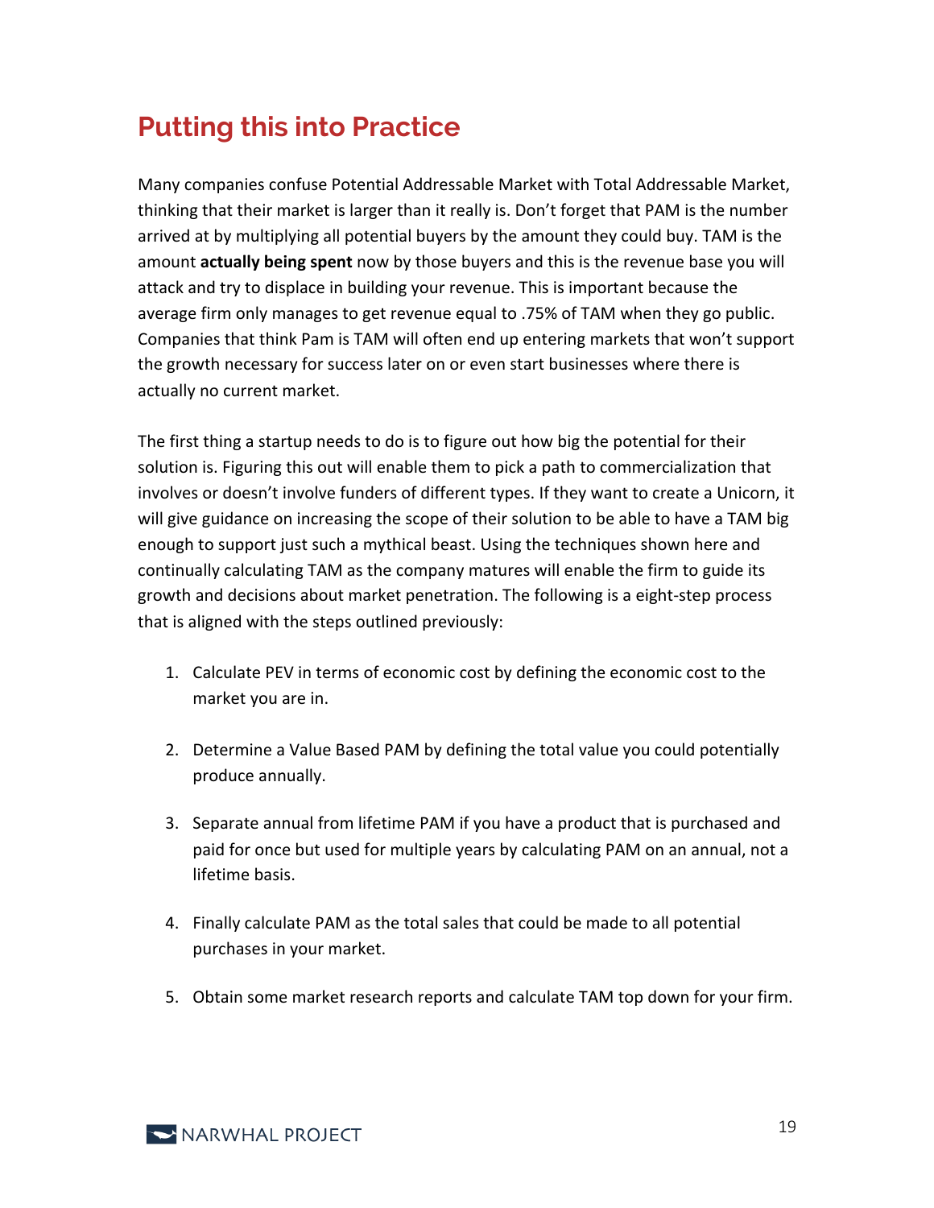## Putting this into Practice

Many companies confuse Potential Addressable Market with Total Addressable Market, thinking that their market is larger than it really is. Don't forget that PAM is the number arrived at by multiplying all potential buyers by the amount they could buy. TAM is the amount **actually being spent** now by those buyers and this is the revenue base you will attack and try to displace in building your revenue. This is important because the average firm only manages to get revenue equal to .75% of TAM when they go public. Companies that think Pam is TAM will often end up entering markets that won't support the growth necessary for success later on or even start businesses where there is actually no current market.

The first thing a startup needs to do is to figure out how big the potential for their solution is. Figuring this out will enable them to pick a path to commercialization that involves or doesn't involve funders of different types. If they want to create a Unicorn, it will give guidance on increasing the scope of their solution to be able to have a TAM big enough to support just such a mythical beast. Using the techniques shown here and continually calculating TAM as the company matures will enable the firm to guide its growth and decisions about market penetration. The following is a eight-step process that is aligned with the steps outlined previously:

1. Calculate PEV in terms of economic cost by defining the economic cost to the market you are in.

2. Determine a Value Based PAM by defining the total value you could potentially produce annually.

3. Separate annual from lifetime PAM if you have a product that is purchased and paid for once but used for multiple years by calculating PAM on an annual, not a lifetime basis.

4. Finally calculate PAM as the total sales that could be made to all potential purchases in your market.

5. Obtain some market research reports and calculate TAM top down for your firm.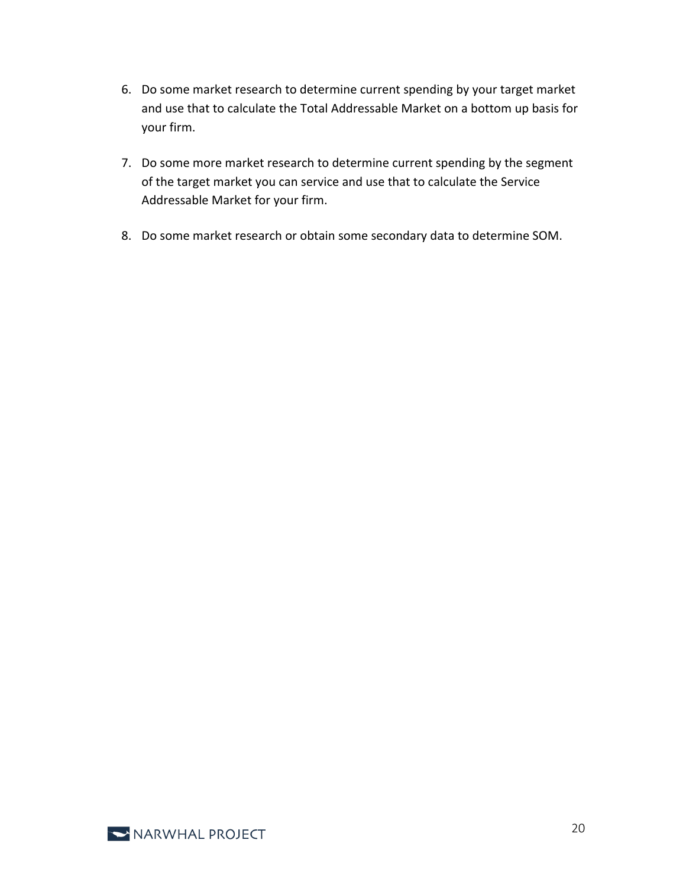6. Do some market research to determine current spending by your target market and use that to calculate the Total Addressable Market on a bottom up basis for your firm.

7. Do some more market research to determine current spending by the segment of the target market you can service and use that to calculate the Service Addressable Market for your firm.

8. Do some market research or obtain some secondary data to determine SOM.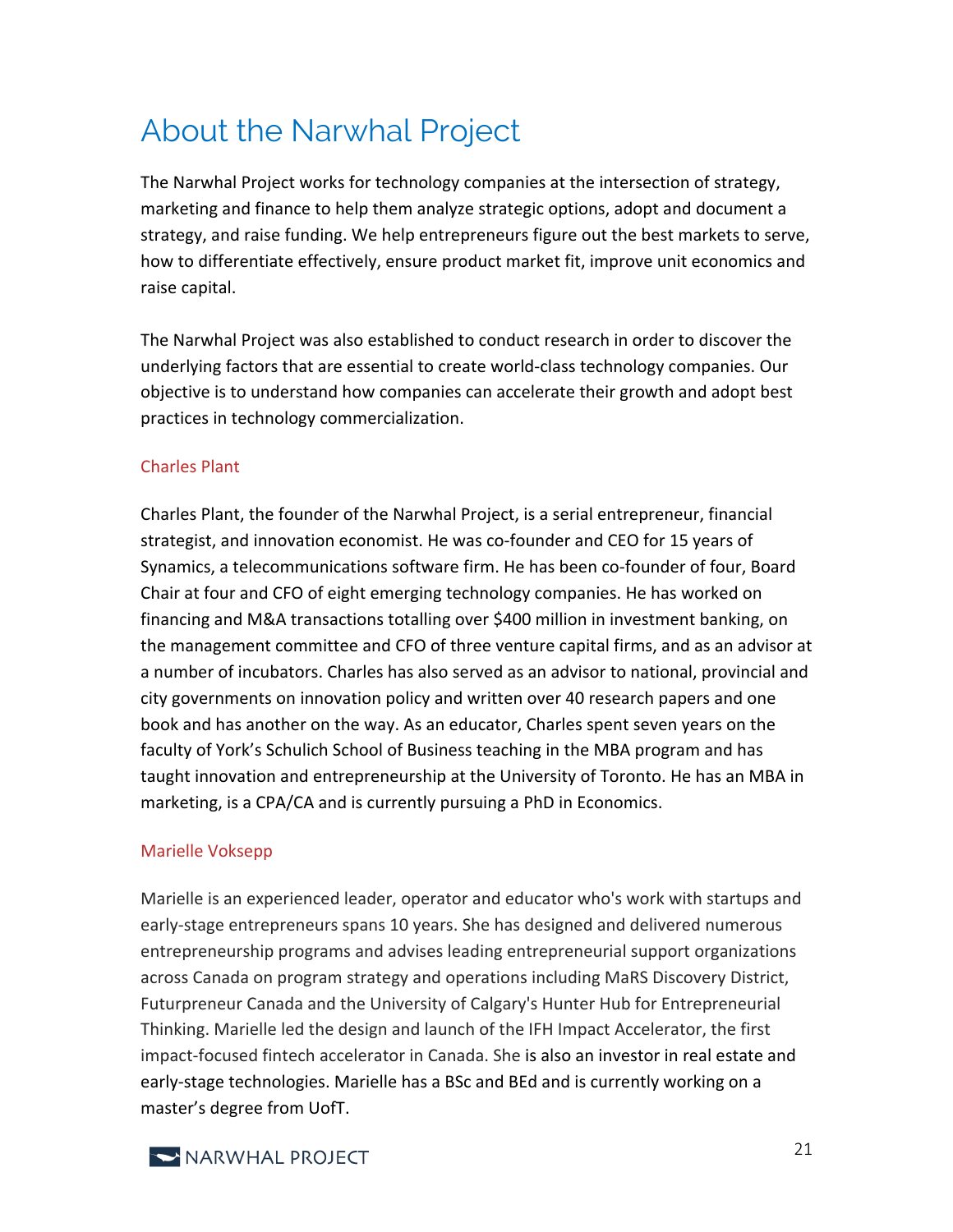# About the Narwhal Project

The Narwhal Project works for technology companies at the intersection of strategy, marketing and finance to help them analyze strategic options, adopt and document a strategy, and raise funding. We help entrepreneurs figure out the best markets to serve, how to differentiate effectively, ensure product market fit, improve unit economics and raise capital.

The Narwhal Project was also established to conduct research in order to discover the underlying factors that are essential to create world-class technology companies. Our objective is to understand how companies can accelerate their growth and adopt best practices in technology commercialization.

## Charles Plant

Charles Plant, the founder of the Narwhal Project, is a serial entrepreneur, financial strategist, and innovation economist. He was co-founder and CEO for 15 years of Synamics, a telecommunications software firm. He has been co-founder of four, Board Chair at four and CFO of eight emerging technology companies. He has worked on financing and M&A transactions totalling over $400 million in investment banking, on the management committee and CFO of three venture capital firms, and as an advisor at a number of incubators. Charles has also served as an advisor to national, provincial and city governments on innovation policy and written over 40 research papers and one book and has another on the way. As an educator, Charles spent seven years on the faculty of York's Schulich School of Business teaching in the MBA program and has taught innovation and entrepreneurship at the University of Toronto. He has an MBA in marketing, is a CPA/CA and is currently pursuing a PhD in Economics.

## Marielle Voksepp

Marielle is an experienced leader, operator and educator who's work with startups and early-stage entrepreneurs spans 10 years. She has designed and delivered numerous entrepreneurship programs and advises leading entrepreneurial support organizations across Canada on program strategy and operations including MaRS Discovery District, Futurpreneur Canada and the University of Calgary's Hunter Hub for Entrepreneurial Thinking. Marielle led the design and launch of the IFH Impact Accelerator, the first impact-focused fintech accelerator in Canada. She is also an investor in real estate and early-stage technologies. Marielle has a BSc and BEd and is currently working on a master's degree from UofT.